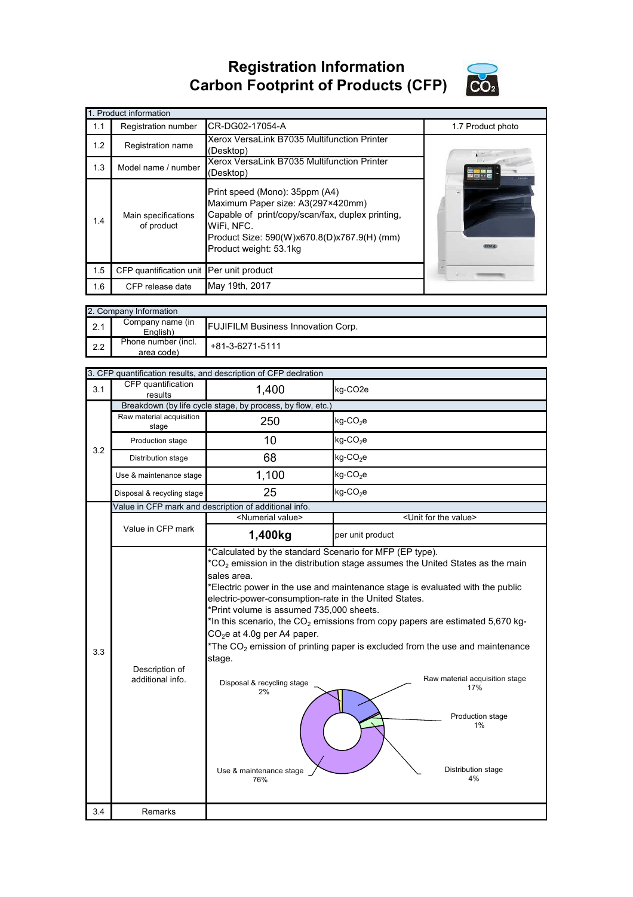# Registration Information
# Carbon Footprint of Products (CFP)

| 1. Product information | | | |
|---|---|---|---|
| 1.1 | Registration number | CR-DG02-17054-A | 1.7 Product photo |
| 1.2 | Registration name | Xerox VersaLink B7035 Multifunction Printer (Desktop) | |
| 1.3 | Model name / number | Xerox VersaLink B7035 Multifunction Printer (Desktop) | |
| 1.4 | Main specifications of product | Print speed (Mono): 35ppm (A4)<br>Maximum Paper size: A3(297×420mm)<br>Capable of print/copy/scan/fax, duplex printing, WiFi, NFC.<br>Product Size: 590(W)x670.8(D)x767.9(H) (mm)<br>Product weight: 53.1kg | |
| 1.5 | CFP quantification unit | Per unit product | |
| 1.6 | CFP release date | May 19th, 2017 | |

| 2. Company Information | | |
|---|---|---|
| 2.1 | Company name (in English) | FUJIFILM Business Innovation Corp. |
| 2.2 | Phone number (incl. area code) | +81-3-6271-5111 |

| 3. CFP quantification results, and description of CFP declration | | | |
|---|---|---|---|
| 3.1 | CFP quantification results | 1,400 | kg-CO2e |
| 3.2 | Breakdown (by life cycle stage, by process, by flow, etc.) | | |
| | Raw material acquisition stage | 250 | kg-$CO_2$e |
| | Production stage | 10 | kg-$CO_2$e |
| | Distribution stage | 68 | kg-$CO_2$e |
| | Use & maintenance stage | 1,100 | kg-$CO_2$e |
| | Disposal & recycling stage | 25 | kg-$CO_2$e |
| 3.3 | Value in CFP mark and description of additional info. | | |
| | | <Numerial value> | <Unit for the value> |
| | Value in CFP mark | **1,400kg** | per unit product |
| | Description of additional info. | *Calculated by the standard Scenario for MFP (EP type).<br>*$CO_2$ emission in the distribution stage assumes the United States as the main sales area.<br>*Electric power in the use and maintenance stage is evaluated with the public electric-power-consumption-rate in the United States.<br>*Print volume is assumed 735,000 sheets.<br>*In this scenario, the $CO_2$ emissions from copy papers are estimated 5,670 kg-$CO_2$e at 4.0g per A4 paper.<br>*The $CO_2$ emission of printing paper is excluded from the use and maintenance stage.<br><br>Raw material acquisition stage 17%<br>Production stage 1%<br>Distribution stage 4%<br>Use & maintenance stage 76%<br>Disposal & recycling stage 2% | |
| 3.4 | Remarks | | |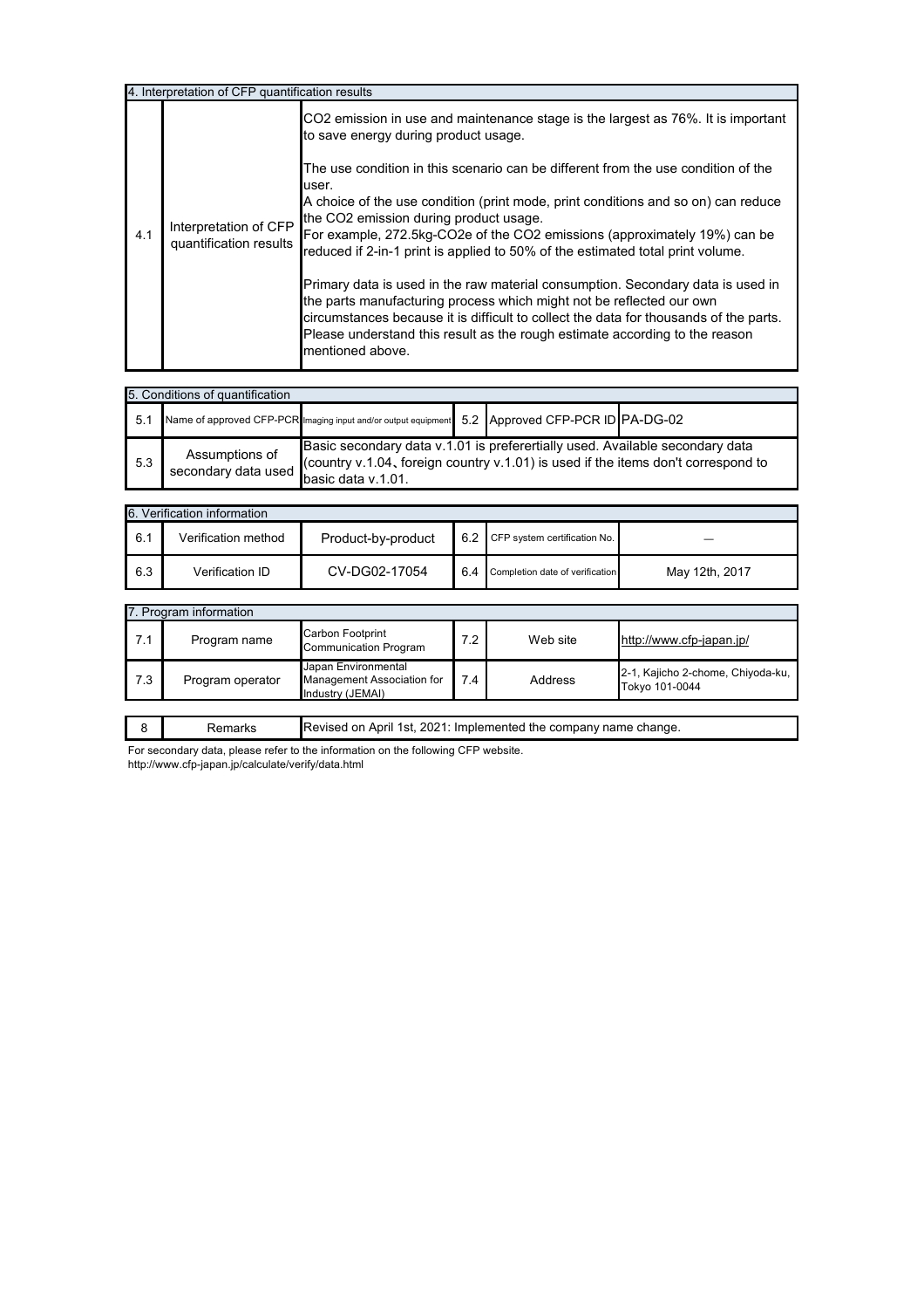| 4. Interpretation of CFP quantification results | | |
|---|---|---|
| 4.1 | Interpretation of CFP quantification results | $CO_2$ emission in use and maintenance stage is the largest as 76%. It is important to save energy during product usage.<br><br>The use condition in this scenario can be different from the use condition of the user.<br>A choice of the use condition (print mode, print conditions and so on) can reduce the $CO_2$ emission during product usage.<br>For example, 272.5kg-$CO_2$e of the $CO_2$ emissions (approximately 19%) can be reduced if 2-in-1 print is applied to 50% of the estimated total print volume.<br><br>Primary data is used in the raw material consumption. Secondary data is used in the parts manufacturing process which might not be reflected our own circumstances because it is difficult to collect the data for thousands of the parts. Please understand this result as the rough estimate according to the reason mentioned above. |

| 5. Conditions of quantification | | | | | |
|---|---|---|---|---|---|
| 5.1 | Name of approved CFP-PCR | Imaging input and/or output equipment | 5.2 | Approved CFP-PCR ID | PA-DG-02 |
| 5.3 | Assumptions of secondary data used | Basic secondary data v.1.01 is preferertially used. Available secondary data (country v.1.04、foreign country v.1.01) is used if the items don't correspond to basic data v.1.01. | | | |

| 6. Verification information | | | | | |
|---|---|---|---|---|---|
| 6.1 | Verification method | Product-by-product | 6.2 | CFP system certification No. | — |
| 6.3 | Verification ID | CV-DG02-17054 | 6.4 | Completion date of verification | May 12th, 2017 |

| 7. Program information | | | | | |
|---|---|---|---|---|---|
| 7.1 | Program name | Carbon Footprint Communication Program | 7.2 | Web site | http://www.cfp-japan.jp/ |
| 7.3 | Program operator | Japan Environmental Management Association for Industry (JEMAI) | 7.4 | Address | 2-1, Kajicho 2-chome, Chiyoda-ku, Tokyo 101-0044 |

| | | |
|---|---|---|
| 8 | Remarks | Revised on April 1st, 2021: Implemented the company name change. |

For secondary data, please refer to the information on the following CFP website.
http://www.cfp-japan.jp/calculate/verify/data.html